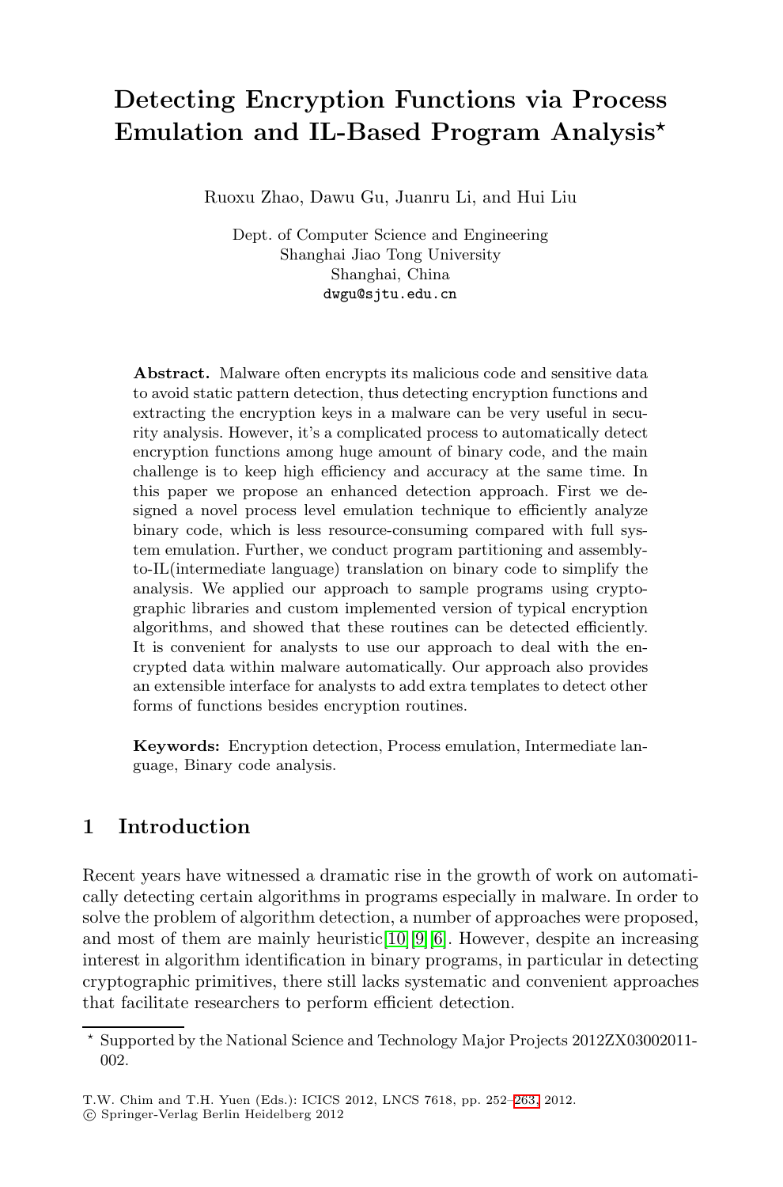# Detecting Encryption Functions via Process Emulation and IL-Based Program Analysis*

Ruoxu Zhao, Dawu Gu, Juanru Li, and Hui Liu

Dept. of Computer Science and Engineering
Shanghai Jiao Tong University
Shanghai, China
dwgu@sjtu.edu.cn

**Abstract.** Malware often encrypts its malicious code and sensitive data to avoid static pattern detection, thus detecting encryption functions and extracting the encryption keys in a malware can be very useful in security analysis. However, it's a complicated process to automatically detect encryption functions among huge amount of binary code, and the main challenge is to keep high efficiency and accuracy at the same time. In this paper we propose an enhanced detection approach. First we designed a novel process level emulation technique to efficiently analyze binary code, which is less resource-consuming compared with full system emulation. Further, we conduct program partitioning and assembly-to-IL(intermediate language) translation on binary code to simplify the analysis. We applied our approach to sample programs using cryptographic libraries and custom implemented version of typical encryption algorithms, and showed that these routines can be detected efficiently. It is convenient for analysts to use our approach to deal with the encrypted data within malware automatically. Our approach also provides an extensible interface for analysts to add extra templates to detect other forms of functions besides encryption routines.

**Keywords:** Encryption detection, Process emulation, Intermediate language, Binary code analysis.

## 1 Introduction

Recent years have witnessed a dramatic rise in the growth of work on automatically detecting certain algorithms in programs especially in malware. In order to solve the problem of algorithm detection, a number of approaches were proposed, and most of them are mainly heuristic[10][9][6]. However, despite an increasing interest in algorithm identification in binary programs, in particular in detecting cryptographic primitives, there still lacks systematic and convenient approaches that facilitate researchers to perform efficient detection.

* Supported by the National Science and Technology Major Projects 2012ZX03002011-002.

T.W. Chim and T.H. Yuen (Eds.): ICICS 2012, LNCS 7618, pp. 252–263, 2012.
© Springer-Verlag Berlin Heidelberg 2012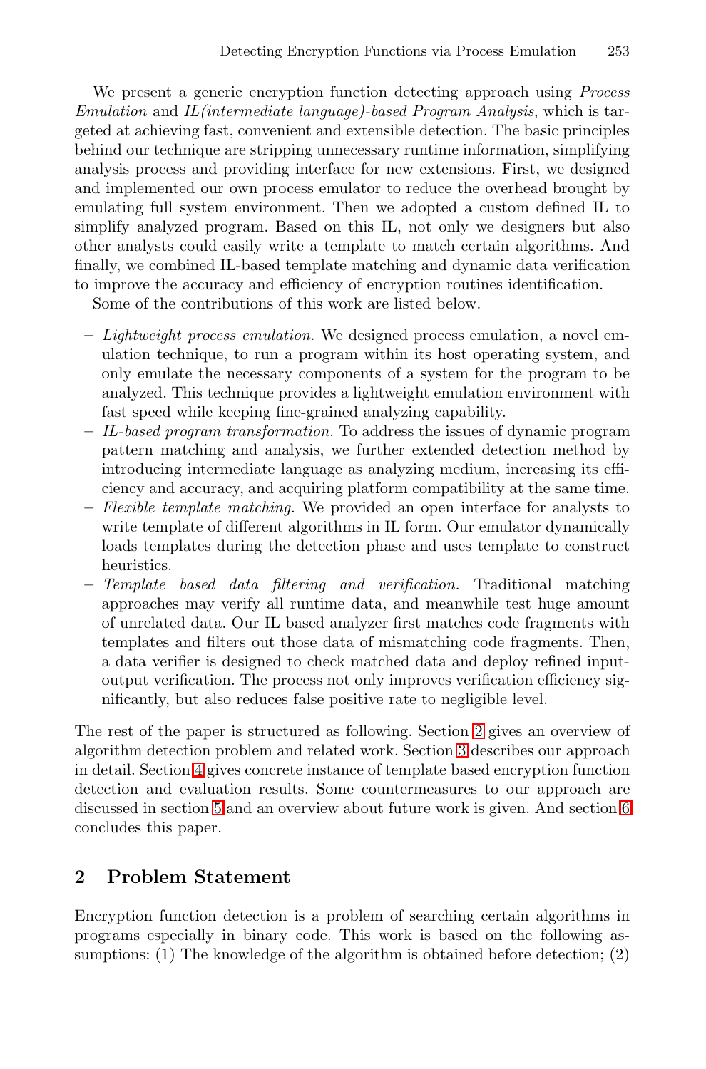We present a generic encryption function detecting approach using *Process Emulation* and *IL(intermediate language)-based Program Analysis*, which is targeted at achieving fast, convenient and extensible detection. The basic principles behind our technique are stripping unnecessary runtime information, simplifying analysis process and providing interface for new extensions. First, we designed and implemented our own process emulator to reduce the overhead brought by emulating full system environment. Then we adopted a custom defined IL to simplify analyzed program. Based on this IL, not only we designers but also other analysts could easily write a template to match certain algorithms. And finally, we combined IL-based template matching and dynamic data verification to improve the accuracy and efficiency of encryption routines identification.

Some of the contributions of this work are listed below.

- *Lightweight process emulation.* We designed process emulation, a novel emulation technique, to run a program within its host operating system, and only emulate the necessary components of a system for the program to be analyzed. This technique provides a lightweight emulation environment with fast speed while keeping fine-grained analyzing capability.
- *IL-based program transformation.* To address the issues of dynamic program pattern matching and analysis, we further extended detection method by introducing intermediate language as analyzing medium, increasing its efficiency and accuracy, and acquiring platform compatibility at the same time.
- *Flexible template matching.* We provided an open interface for analysts to write template of different algorithms in IL form. Our emulator dynamically loads templates during the detection phase and uses template to construct heuristics.
- *Template based data filtering and verification.* Traditional matching approaches may verify all runtime data, and meanwhile test huge amount of unrelated data. Our IL based analyzer first matches code fragments with templates and filters out those data of mismatching code fragments. Then, a data verifier is designed to check matched data and deploy refined input-output verification. The process not only improves verification efficiency significantly, but also reduces false positive rate to negligible level.

The rest of the paper is structured as following. Section 2 gives an overview of algorithm detection problem and related work. Section 3 describes our approach in detail. Section 4 gives concrete instance of template based encryption function detection and evaluation results. Some countermeasures to our approach are discussed in section 5 and an overview about future work is given. And section 6 concludes this paper.

## 2 Problem Statement

Encryption function detection is a problem of searching certain algorithms in programs especially in binary code. This work is based on the following assumptions: (1) The knowledge of the algorithm is obtained before detection; (2)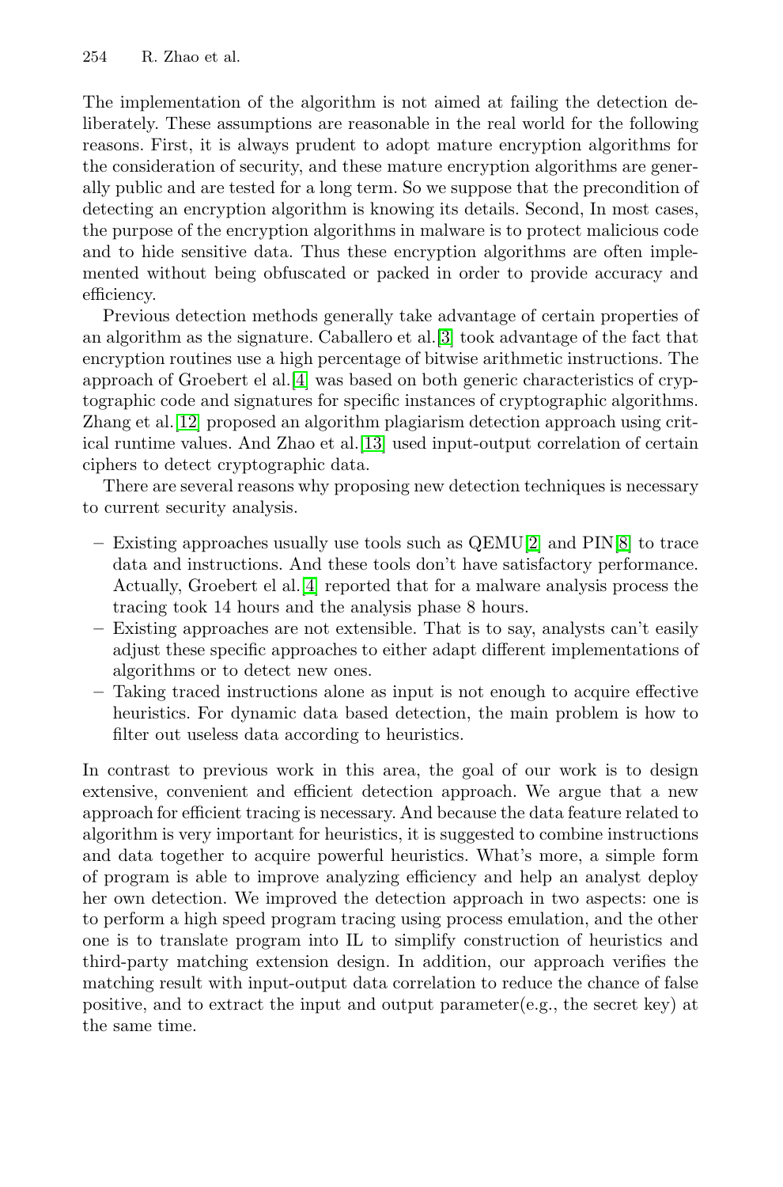The implementation of the algorithm is not aimed at failing the detection deliberately. These assumptions are reasonable in the real world for the following reasons. First, it is always prudent to adopt mature encryption algorithms for the consideration of security, and these mature encryption algorithms are generally public and are tested for a long term. So we suppose that the precondition of detecting an encryption algorithm is knowing its details. Second, In most cases, the purpose of the encryption algorithms in malware is to protect malicious code and to hide sensitive data. Thus these encryption algorithms are often implemented without being obfuscated or packed in order to provide accuracy and efficiency.

Previous detection methods generally take advantage of certain properties of an algorithm as the signature. Caballero et al.[3] took advantage of the fact that encryption routines use a high percentage of bitwise arithmetic instructions. The approach of Groebert el al.[4] was based on both generic characteristics of cryptographic code and signatures for specific instances of cryptographic algorithms. Zhang et al.[12] proposed an algorithm plagiarism detection approach using critical runtime values. And Zhao et al.[13] used input-output correlation of certain ciphers to detect cryptographic data.

There are several reasons why proposing new detection techniques is necessary to current security analysis.

- Existing approaches usually use tools such as QEMU[2] and PIN[8] to trace data and instructions. And these tools don't have satisfactory performance. Actually, Groebert el al.[4] reported that for a malware analysis process the tracing took 14 hours and the analysis phase 8 hours.
- Existing approaches are not extensible. That is to say, analysts can't easily adjust these specific approaches to either adapt different implementations of algorithms or to detect new ones.
- Taking traced instructions alone as input is not enough to acquire effective heuristics. For dynamic data based detection, the main problem is how to filter out useless data according to heuristics.

In contrast to previous work in this area, the goal of our work is to design extensive, convenient and efficient detection approach. We argue that a new approach for efficient tracing is necessary. And because the data feature related to algorithm is very important for heuristics, it is suggested to combine instructions and data together to acquire powerful heuristics. What's more, a simple form of program is able to improve analyzing efficiency and help an analyst deploy her own detection. We improved the detection approach in two aspects: one is to perform a high speed program tracing using process emulation, and the other one is to translate program into IL to simplify construction of heuristics and third-party matching extension design. In addition, our approach verifies the matching result with input-output data correlation to reduce the chance of false positive, and to extract the input and output parameter(e.g., the secret key) at the same time.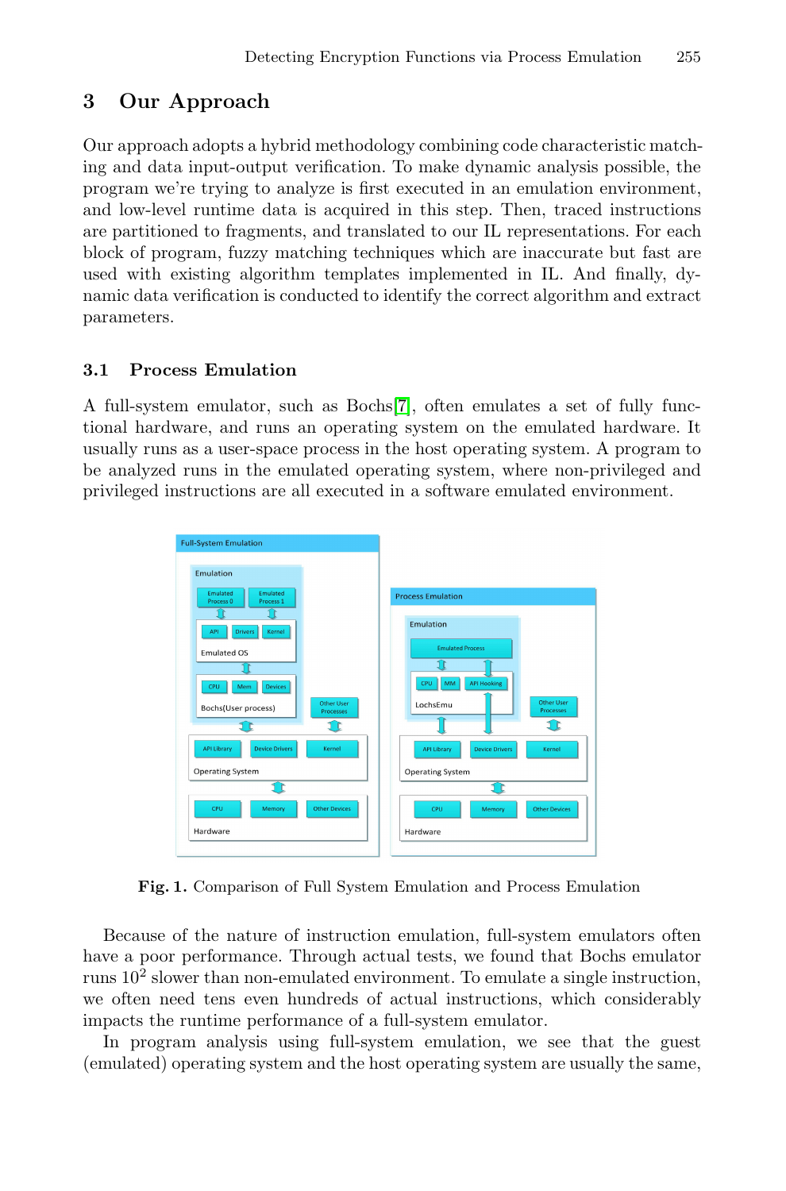## 3 Our Approach

Our approach adopts a hybrid methodology combining code characteristic matching and data input-output verification. To make dynamic analysis possible, the program we're trying to analyze is first executed in an emulation environment, and low-level runtime data is acquired in this step. Then, traced instructions are partitioned to fragments, and translated to our IL representations. For each block of program, fuzzy matching techniques which are inaccurate but fast are used with existing algorithm templates implemented in IL. And finally, dynamic data verification is conducted to identify the correct algorithm and extract parameters.

### 3.1 Process Emulation

A full-system emulator, such as Bochs[7], often emulates a set of fully functional hardware, and runs an operating system on the emulated hardware. It usually runs as a user-space process in the host operating system. A program to be analyzed runs in the emulated operating system, where non-privileged and privileged instructions are all executed in a software emulated environment.

**Fig. 1.** Comparison of Full System Emulation and Process Emulation

Because of the nature of instruction emulation, full-system emulators often have a poor performance. Through actual tests, we found that Bochs emulator runs $10^2$ slower than non-emulated environment. To emulate a single instruction, we often need tens even hundreds of actual instructions, which considerably impacts the runtime performance of a full-system emulator.

In program analysis using full-system emulation, we see that the guest (emulated) operating system and the host operating system are usually the same,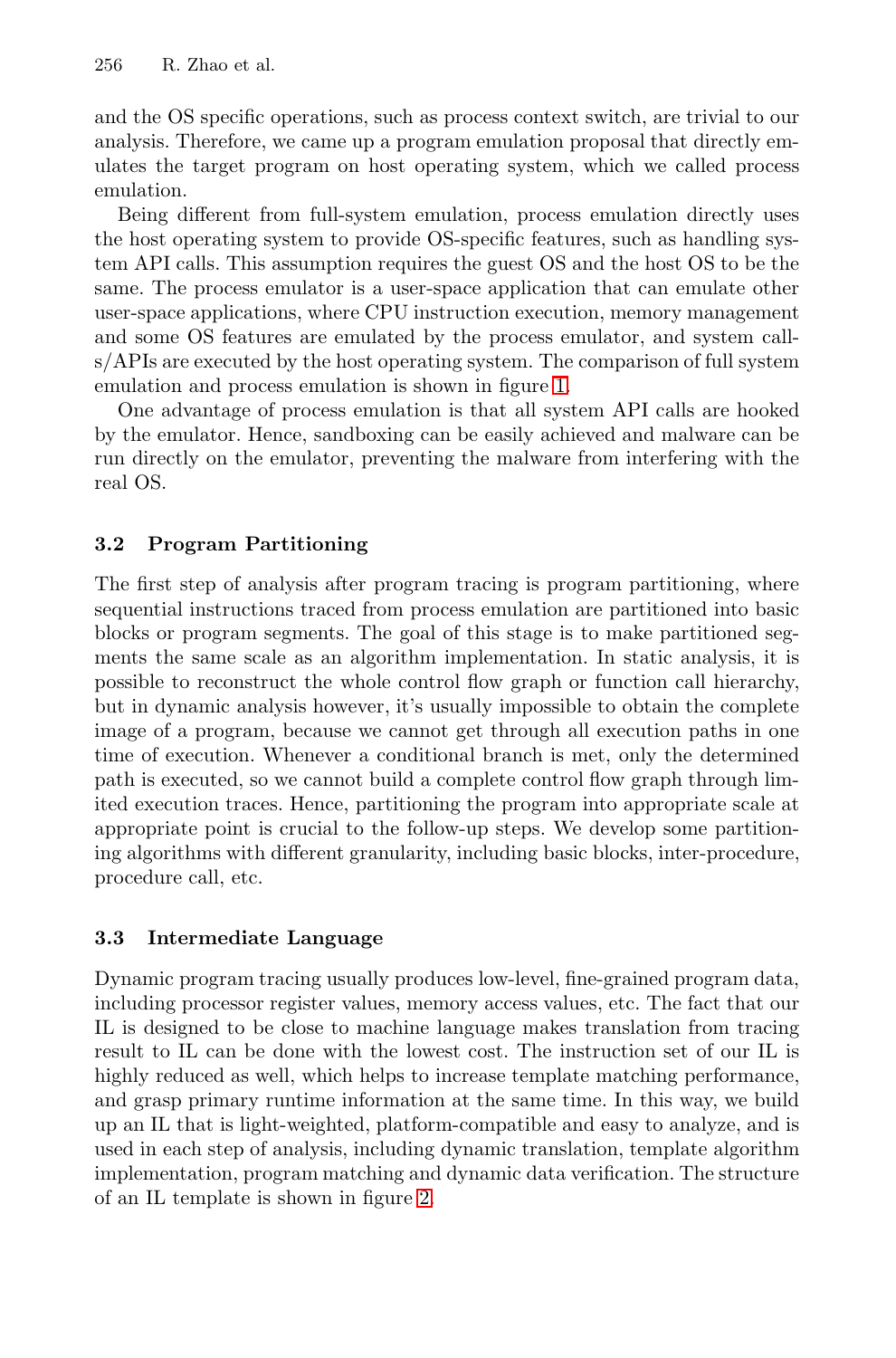and the OS specific operations, such as process context switch, are trivial to our analysis. Therefore, we came up a program emulation proposal that directly emulates the target program on host operating system, which we called process emulation.

Being different from full-system emulation, process emulation directly uses the host operating system to provide OS-specific features, such as handling system API calls. This assumption requires the guest OS and the host OS to be the same. The process emulator is a user-space application that can emulate other user-space applications, where CPU instruction execution, memory management and some OS features are emulated by the process emulator, and system calls/APIs are executed by the host operating system. The comparison of full system emulation and process emulation is shown in figure 1.

One advantage of process emulation is that all system API calls are hooked by the emulator. Hence, sandboxing can be easily achieved and malware can be run directly on the emulator, preventing the malware from interfering with the real OS.

### 3.2 Program Partitioning

The first step of analysis after program tracing is program partitioning, where sequential instructions traced from process emulation are partitioned into basic blocks or program segments. The goal of this stage is to make partitioned segments the same scale as an algorithm implementation. In static analysis, it is possible to reconstruct the whole control flow graph or function call hierarchy, but in dynamic analysis however, it's usually impossible to obtain the complete image of a program, because we cannot get through all execution paths in one time of execution. Whenever a conditional branch is met, only the determined path is executed, so we cannot build a complete control flow graph through limited execution traces. Hence, partitioning the program into appropriate scale at appropriate point is crucial to the follow-up steps. We develop some partitioning algorithms with different granularity, including basic blocks, inter-procedure, procedure call, etc.

### 3.3 Intermediate Language

Dynamic program tracing usually produces low-level, fine-grained program data, including processor register values, memory access values, etc. The fact that our IL is designed to be close to machine language makes translation from tracing result to IL can be done with the lowest cost. The instruction set of our IL is highly reduced as well, which helps to increase template matching performance, and grasp primary runtime information at the same time. In this way, we build up an IL that is light-weighted, platform-compatible and easy to analyze, and is used in each step of analysis, including dynamic translation, template algorithm implementation, program matching and dynamic data verification. The structure of an IL template is shown in figure 2.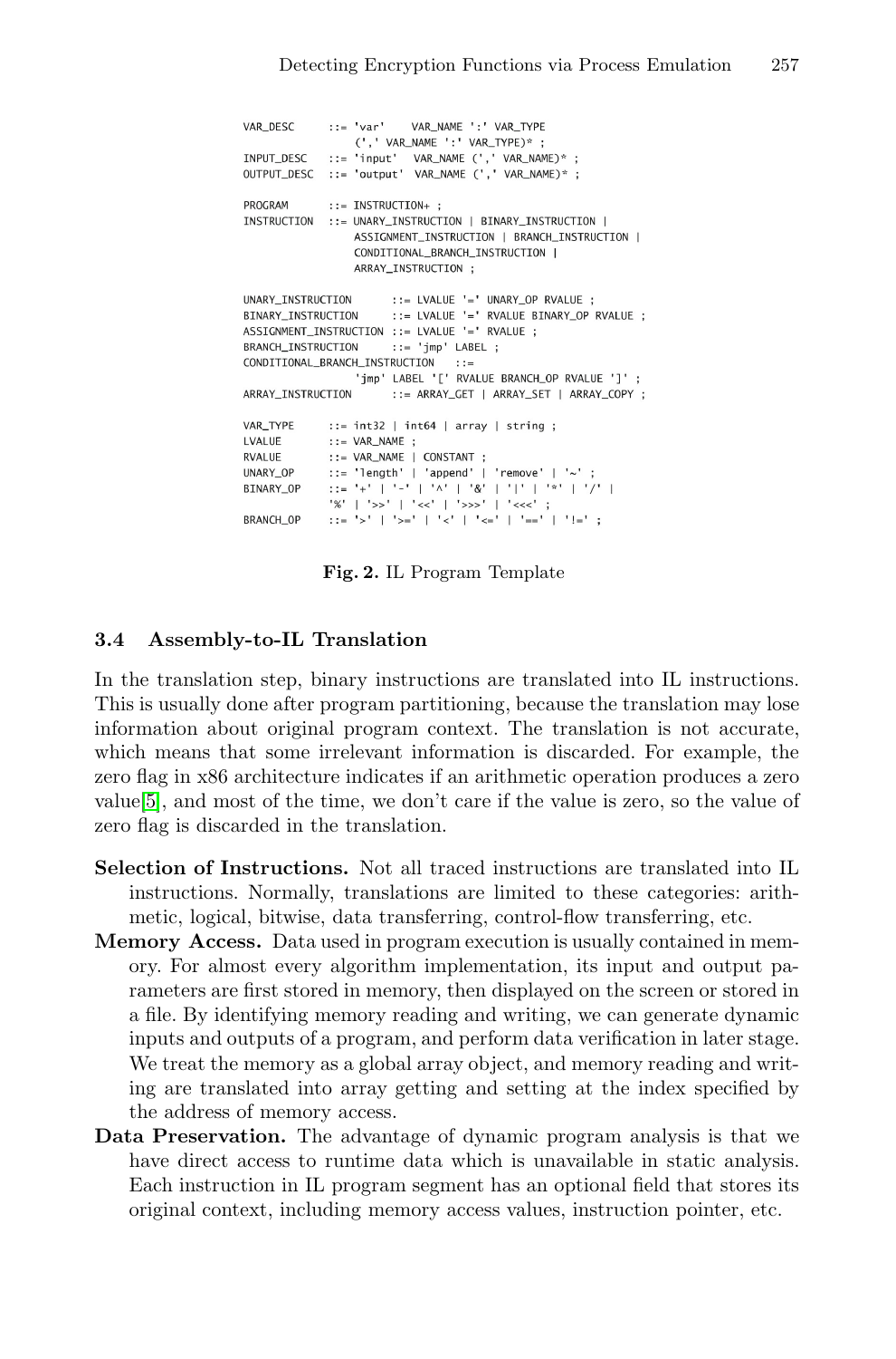```
VAR_DESC     ::= 'var'    VAR_NAME ':' VAR_TYPE
                 (',' VAR_NAME ':' VAR_TYPE)* ;
INPUT_DESC   ::= 'input'  VAR_NAME (',' VAR_NAME)* ;
OUTPUT_DESC  ::= 'output' VAR_NAME (',' VAR_NAME)* ;

PROGRAM      ::= INSTRUCTION+ ;
INSTRUCTION  ::= UNARY_INSTRUCTION | BINARY_INSTRUCTION |
                 ASSIGNMENT_INSTRUCTION | BRANCH_INSTRUCTION |
                 CONDITIONAL_BRANCH_INSTRUCTION |
                 ARRAY_INSTRUCTION ;

UNARY_INSTRUCTION      ::= LVALUE '=' UNARY_OP RVALUE ;
BINARY_INSTRUCTION     ::= LVALUE '=' RVALUE BINARY_OP RVALUE ;
ASSIGNMENT_INSTRUCTION ::= LVALUE '=' RVALUE ;
BRANCH_INSTRUCTION     ::= 'jmp' LABEL ;
CONDITIONAL_BRANCH_INSTRUCTION   ::=
                 'jmp' LABEL '[' RVALUE BRANCH_OP RVALUE ']' ;
ARRAY_INSTRUCTION      ::= ARRAY_GET | ARRAY_SET | ARRAY_COPY ;

VAR_TYPE     ::= int32 | int64 | array | string ;
LVALUE       ::= VAR_NAME ;
RVALUE       ::= VAR_NAME | CONSTANT ;
UNARY_OP     ::= 'length' | 'append' | 'remove' | '~' ;
BINARY_OP    ::= '+' | '-' | '^' | '&' | '|' | '*' | '/' |
             '%' | '>>' | '<<' | '>>>' | '<<<' ;
BRANCH_OP    ::= '>' | '>=' | '<' | '<=' | '==' | '!=' ;
```

**Fig. 2.** IL Program Template

### 3.4 Assembly-to-IL Translation

In the translation step, binary instructions are translated into IL instructions. This is usually done after program partitioning, because the translation may lose information about original program context. The translation is not accurate, which means that some irrelevant information is discarded. For example, the zero flag in x86 architecture indicates if an arithmetic operation produces a zero value[5], and most of the time, we don't care if the value is zero, so the value of zero flag is discarded in the translation.

**Selection of Instructions.** Not all traced instructions are translated into IL instructions. Normally, translations are limited to these categories: arithmetic, logical, bitwise, data transferring, control-flow transferring, etc.

**Memory Access.** Data used in program execution is usually contained in memory. For almost every algorithm implementation, its input and output parameters are first stored in memory, then displayed on the screen or stored in a file. By identifying memory reading and writing, we can generate dynamic inputs and outputs of a program, and perform data verification in later stage. We treat the memory as a global array object, and memory reading and writing are translated into array getting and setting at the index specified by the address of memory access.

**Data Preservation.** The advantage of dynamic program analysis is that we have direct access to runtime data which is unavailable in static analysis. Each instruction in IL program segment has an optional field that stores its original context, including memory access values, instruction pointer, etc.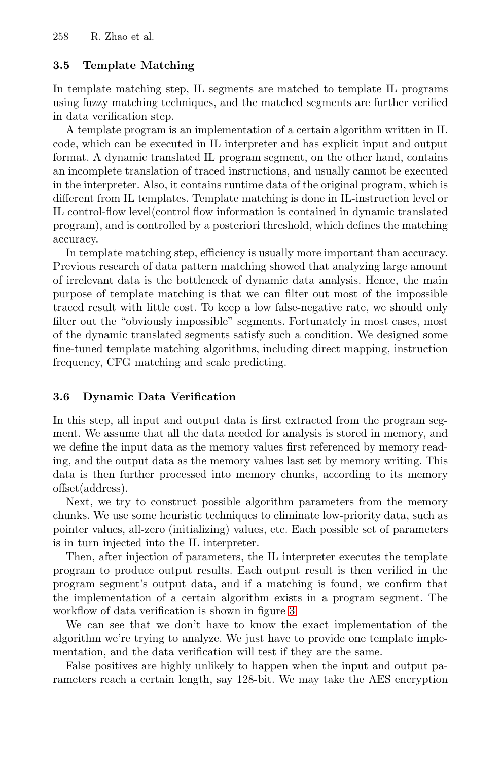### 3.5 Template Matching

In template matching step, IL segments are matched to template IL programs using fuzzy matching techniques, and the matched segments are further verified in data verification step.

A template program is an implementation of a certain algorithm written in IL code, which can be executed in IL interpreter and has explicit input and output format. A dynamic translated IL program segment, on the other hand, contains an incomplete translation of traced instructions, and usually cannot be executed in the interpreter. Also, it contains runtime data of the original program, which is different from IL templates. Template matching is done in IL-instruction level or IL control-flow level(control flow information is contained in dynamic translated program), and is controlled by a posteriori threshold, which defines the matching accuracy.

In template matching step, efficiency is usually more important than accuracy. Previous research of data pattern matching showed that analyzing large amount of irrelevant data is the bottleneck of dynamic data analysis. Hence, the main purpose of template matching is that we can filter out most of the impossible traced result with little cost. To keep a low false-negative rate, we should only filter out the "obviously impossible" segments. Fortunately in most cases, most of the dynamic translated segments satisfy such a condition. We designed some fine-tuned template matching algorithms, including direct mapping, instruction frequency, CFG matching and scale predicting.

### 3.6 Dynamic Data Verification

In this step, all input and output data is first extracted from the program segment. We assume that all the data needed for analysis is stored in memory, and we define the input data as the memory values first referenced by memory reading, and the output data as the memory values last set by memory writing. This data is then further processed into memory chunks, according to its memory offset(address).

Next, we try to construct possible algorithm parameters from the memory chunks. We use some heuristic techniques to eliminate low-priority data, such as pointer values, all-zero (initializing) values, etc. Each possible set of parameters is in turn injected into the IL interpreter.

Then, after injection of parameters, the IL interpreter executes the template program to produce output results. Each output result is then verified in the program segment's output data, and if a matching is found, we confirm that the implementation of a certain algorithm exists in a program segment. The workflow of data verification is shown in figure 3.

We can see that we don't have to know the exact implementation of the algorithm we're trying to analyze. We just have to provide one template implementation, and the data verification will test if they are the same.

False positives are highly unlikely to happen when the input and output parameters reach a certain length, say 128-bit. We may take the AES encryption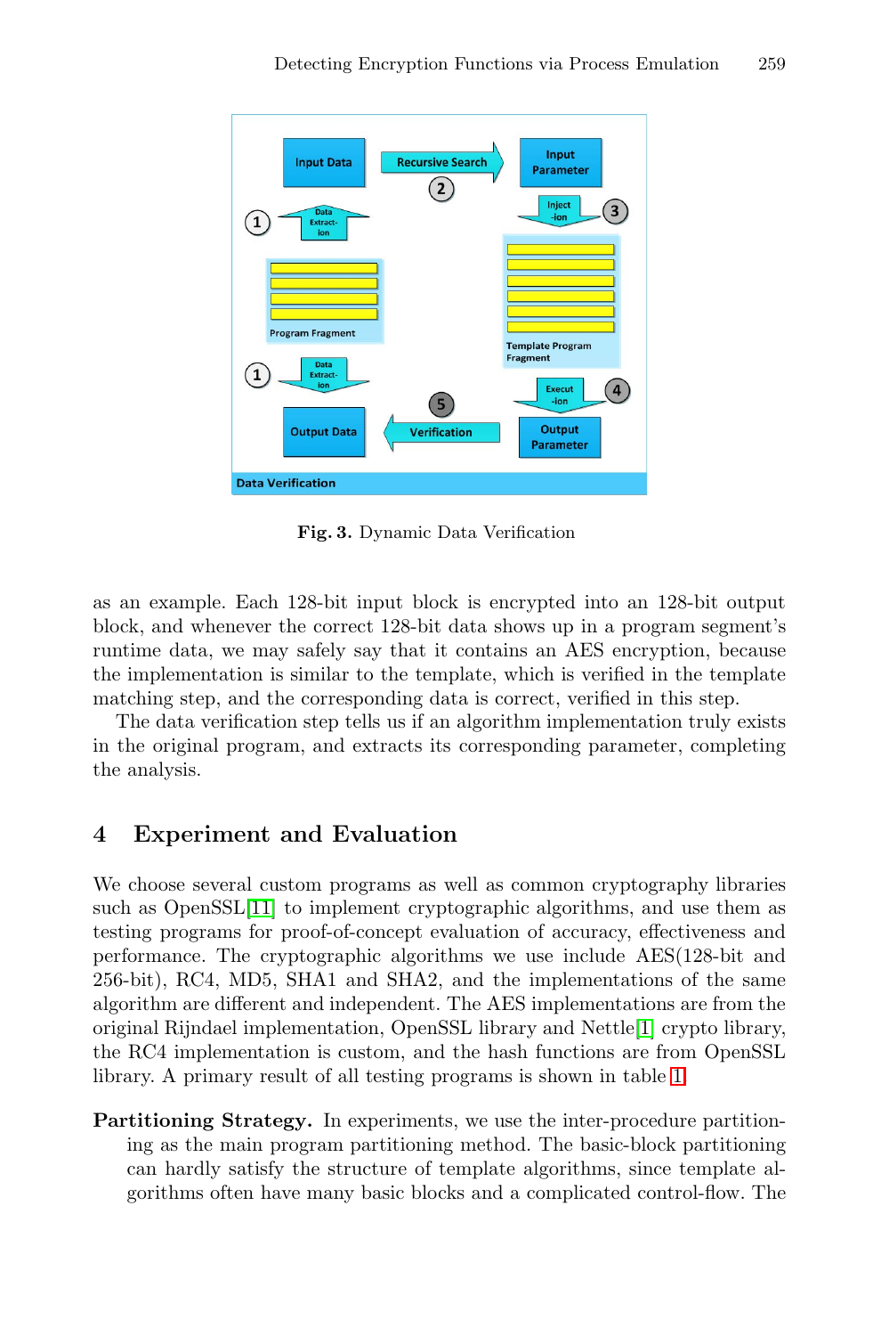**Fig. 3.** Dynamic Data Verification

as an example. Each 128-bit input block is encrypted into an 128-bit output block, and whenever the correct 128-bit data shows up in a program segment's runtime data, we may safely say that it contains an AES encryption, because the implementation is similar to the template, which is verified in the template matching step, and the corresponding data is correct, verified in this step.

The data verification step tells us if an algorithm implementation truly exists in the original program, and extracts its corresponding parameter, completing the analysis.

## 4 Experiment and Evaluation

We choose several custom programs as well as common cryptography libraries such as OpenSSL[11] to implement cryptographic algorithms, and use them as testing programs for proof-of-concept evaluation of accuracy, effectiveness and performance. The cryptographic algorithms we use include AES(128-bit and 256-bit), RC4, MD5, SHA1 and SHA2, and the implementations of the same algorithm are different and independent. The AES implementations are from the original Rijndael implementation, OpenSSL library and Nettle[1] crypto library, the RC4 implementation is custom, and the hash functions are from OpenSSL library. A primary result of all testing programs is shown in table 1.

**Partitioning Strategy.** In experiments, we use the inter-procedure partitioning as the main program partitioning method. The basic-block partitioning can hardly satisfy the structure of template algorithms, since template algorithms often have many basic blocks and a complicated control-flow. The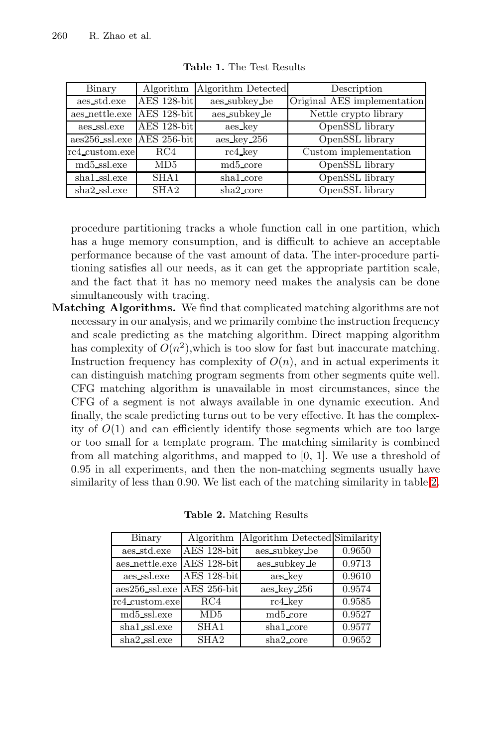**Table 1.** The Test Results

| Binary | Algorithm | Algorithm Detected | Description |
|---|---|---|---|
| aes_std.exe | AES 128-bit | aes_subkey_be | Original AES implementation |
| aes_nettle.exe | AES 128-bit | aes_subkey_le | Nettle crypto library |
| aes_ssl.exe | AES 128-bit | aes_key | OpenSSL library |
| aes256_ssl.exe | AES 256-bit | aes_key_256 | OpenSSL library |
| rc4_custom.exe | RC4 | rc4_key | Custom implementation |
| md5_ssl.exe | MD5 | md5_core | OpenSSL library |
| sha1_ssl.exe | SHA1 | sha1_core | OpenSSL library |
| sha2_ssl.exe | SHA2 | sha2_core | OpenSSL library |

procedure partitioning tracks a whole function call in one partition, which has a huge memory consumption, and is difficult to achieve an acceptable performance because of the vast amount of data. The inter-procedure partitioning satisfies all our needs, as it can get the appropriate partition scale, and the fact that it has no memory need makes the analysis can be done simultaneously with tracing.

**Matching Algorithms.** We find that complicated matching algorithms are not necessary in our analysis, and we primarily combine the instruction frequency and scale predicting as the matching algorithm. Direct mapping algorithm has complexity of $O(n^2)$,which is too slow for fast but inaccurate matching. Instruction frequency has complexity of $O(n)$, and in actual experiments it can distinguish matching program segments from other segments quite well. CFG matching algorithm is unavailable in most circumstances, since the CFG of a segment is not always available in one dynamic execution. And finally, the scale predicting turns out to be very effective. It has the complexity of $O(1)$ and can efficiently identify those segments which are too large or too small for a template program. The matching similarity is combined from all matching algorithms, and mapped to [0, 1]. We use a threshold of 0.95 in all experiments, and then the non-matching segments usually have similarity of less than 0.90. We list each of the matching similarity in table 2.

**Table 2.** Matching Results

| Binary | Algorithm | Algorithm Detected | Similarity |
|---|---|---|---|
| aes_std.exe | AES 128-bit | aes_subkey_be | 0.9650 |
| aes_nettle.exe | AES 128-bit | aes_subkey_le | 0.9713 |
| aes_ssl.exe | AES 128-bit | aes_key | 0.9610 |
| aes256_ssl.exe | AES 256-bit | aes_key_256 | 0.9574 |
| rc4_custom.exe | RC4 | rc4_key | 0.9585 |
| md5_ssl.exe | MD5 | md5_core | 0.9527 |
| sha1_ssl.exe | SHA1 | sha1_core | 0.9577 |
| sha2_ssl.exe | SHA2 | sha2_core | 0.9652 |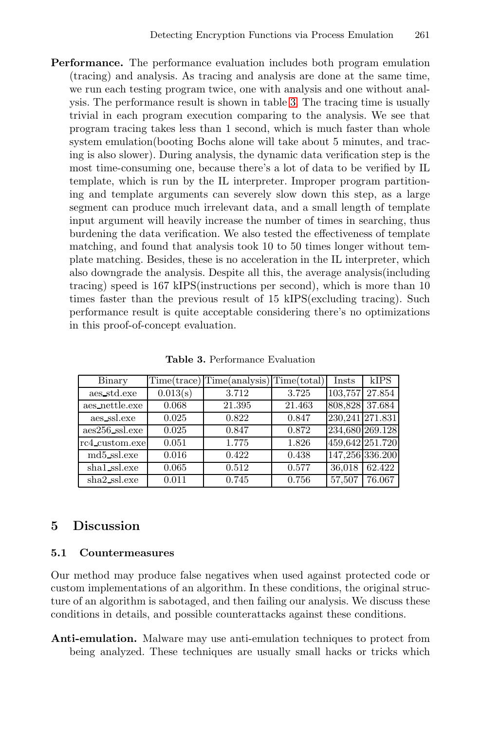**Performance.** The performance evaluation includes both program emulation (tracing) and analysis. As tracing and analysis are done at the same time, we run each testing program twice, one with analysis and one without analysis. The performance result is shown in table 3. The tracing time is usually trivial in each program execution comparing to the analysis. We see that program tracing takes less than 1 second, which is much faster than whole system emulation(booting Bochs alone will take about 5 minutes, and tracing is also slower). During analysis, the dynamic data verification step is the most time-consuming one, because there's a lot of data to be verified by IL template, which is run by the IL interpreter. Improper program partitioning and template arguments can severely slow down this step, as a large segment can produce much irrelevant data, and a small length of template input argument will heavily increase the number of times in searching, thus burdening the data verification. We also tested the effectiveness of template matching, and found that analysis took 10 to 50 times longer without template matching. Besides, these is no acceleration in the IL interpreter, which also downgrade the analysis. Despite all this, the average analysis(including tracing) speed is 167 kIPS(instructions per second), which is more than 10 times faster than the previous result of 15 kIPS(excluding tracing). Such performance result is quite acceptable considering there's no optimizations in this proof-of-concept evaluation.

**Table 3.** Performance Evaluation

| Binary | Time(trace) | Time(analysis) | Time(total) | Insts | kIPS |
|---|---|---|---|---|---|
| aes_std.exe | 0.013(s) | 3.712 | 3.725 | 103,757 | 27.854 |
| aes_nettle.exe | 0.068 | 21.395 | 21.463 | 808,828 | 37.684 |
| aes_ssl.exe | 0.025 | 0.822 | 0.847 | 230,241 | 271.831 |
| aes256_ssl.exe | 0.025 | 0.847 | 0.872 | 234,680 | 269.128 |
| rc4_custom.exe | 0.051 | 1.775 | 1.826 | 459,642 | 251.720 |
| md5_ssl.exe | 0.016 | 0.422 | 0.438 | 147,256 | 336.200 |
| sha1_ssl.exe | 0.065 | 0.512 | 0.577 | 36,018 | 62.422 |
| sha2_ssl.exe | 0.011 | 0.745 | 0.756 | 57,507 | 76.067 |

## 5 Discussion

### 5.1 Countermeasures

Our method may produce false negatives when used against protected code or custom implementations of an algorithm. In these conditions, the original structure of an algorithm is sabotaged, and then failing our analysis. We discuss these conditions in details, and possible counterattacks against these conditions.

**Anti-emulation.** Malware may use anti-emulation techniques to protect from being analyzed. These techniques are usually small hacks or tricks which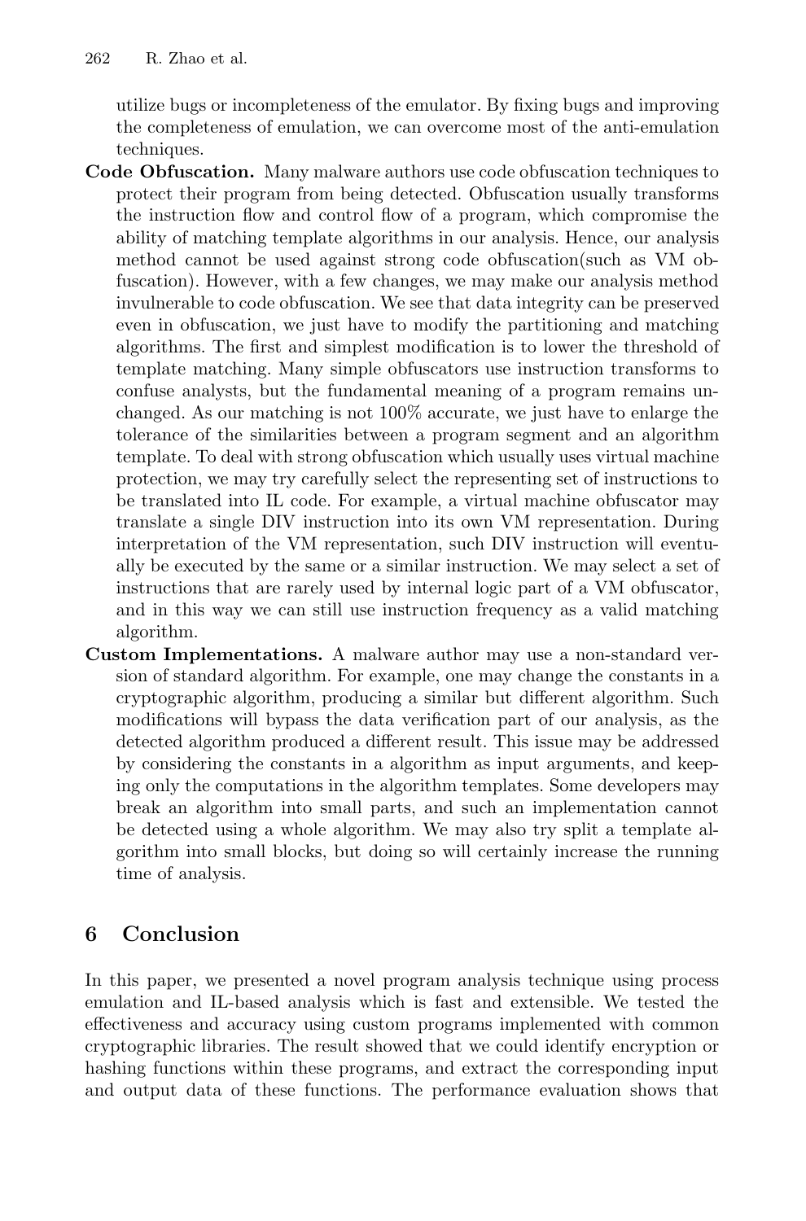utilize bugs or incompleteness of the emulator. By fixing bugs and improving the completeness of emulation, we can overcome most of the anti-emulation techniques.

**Code Obfuscation.** Many malware authors use code obfuscation techniques to protect their program from being detected. Obfuscation usually transforms the instruction flow and control flow of a program, which compromise the ability of matching template algorithms in our analysis. Hence, our analysis method cannot be used against strong code obfuscation(such as VM obfuscation). However, with a few changes, we may make our analysis method invulnerable to code obfuscation. We see that data integrity can be preserved even in obfuscation, we just have to modify the partitioning and matching algorithms. The first and simplest modification is to lower the threshold of template matching. Many simple obfuscators use instruction transforms to confuse analysts, but the fundamental meaning of a program remains unchanged. As our matching is not 100% accurate, we just have to enlarge the tolerance of the similarities between a program segment and an algorithm template. To deal with strong obfuscation which usually uses virtual machine protection, we may try carefully select the representing set of instructions to be translated into IL code. For example, a virtual machine obfuscator may translate a single DIV instruction into its own VM representation. During interpretation of the VM representation, such DIV instruction will eventually be executed by the same or a similar instruction. We may select a set of instructions that are rarely used by internal logic part of a VM obfuscator, and in this way we can still use instruction frequency as a valid matching algorithm.

**Custom Implementations.** A malware author may use a non-standard version of standard algorithm. For example, one may change the constants in a cryptographic algorithm, producing a similar but different algorithm. Such modifications will bypass the data verification part of our analysis, as the detected algorithm produced a different result. This issue may be addressed by considering the constants in a algorithm as input arguments, and keeping only the computations in the algorithm templates. Some developers may break an algorithm into small parts, and such an implementation cannot be detected using a whole algorithm. We may also try split a template algorithm into small blocks, but doing so will certainly increase the running time of analysis.

## 6 Conclusion

In this paper, we presented a novel program analysis technique using process emulation and IL-based analysis which is fast and extensible. We tested the effectiveness and accuracy using custom programs implemented with common cryptographic libraries. The result showed that we could identify encryption or hashing functions within these programs, and extract the corresponding input and output data of these functions. The performance evaluation shows that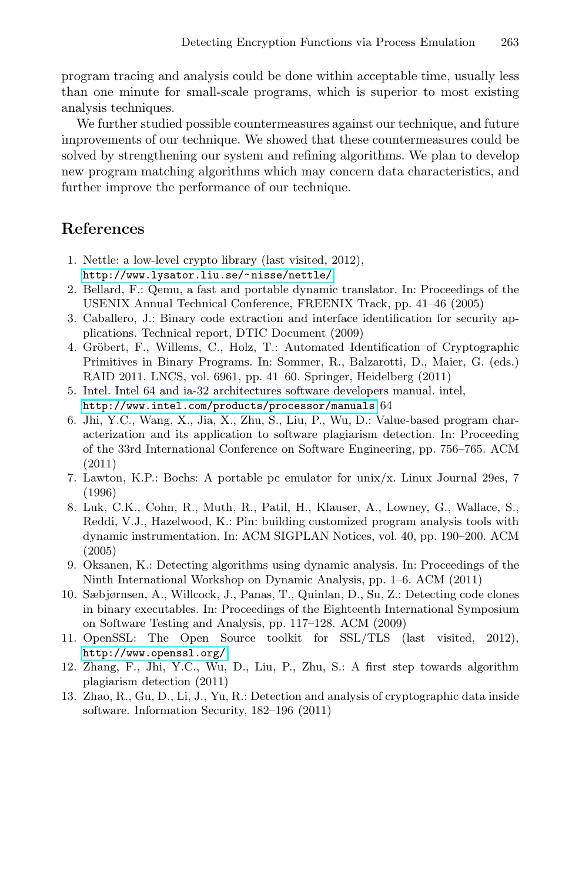program tracing and analysis could be done within acceptable time, usually less than one minute for small-scale programs, which is superior to most existing analysis techniques.

We further studied possible countermeasures against our technique, and future improvements of our technique. We showed that these countermeasures could be solved by strengthening our system and refining algorithms. We plan to develop new program matching algorithms which may concern data characteristics, and further improve the performance of our technique.

## References

1. Nettle: a low-level crypto library (last visited, 2012), http://www.lysator.liu.se/~nisse/nettle/
2. Bellard, F.: Qemu, a fast and portable dynamic translator. In: Proceedings of the USENIX Annual Technical Conference, FREENIX Track, pp. 41–46 (2005)
3. Caballero, J.: Binary code extraction and interface identification for security applications. Technical report, DTIC Document (2009)
4. Gröbert, F., Willems, C., Holz, T.: Automated Identification of Cryptographic Primitives in Binary Programs. In: Sommer, R., Balzarotti, D., Maier, G. (eds.) RAID 2011. LNCS, vol. 6961, pp. 41–60. Springer, Heidelberg (2011)
5. Intel. Intel 64 and ia-32 architectures software developers manual. intel, http://www.intel.com/products/processor/manuals 64
6. Jhi, Y.C., Wang, X., Jia, X., Zhu, S., Liu, P., Wu, D.: Value-based program characterization and its application to software plagiarism detection. In: Proceeding of the 33rd International Conference on Software Engineering, pp. 756–765. ACM (2011)
7. Lawton, K.P.: Bochs: A portable pc emulator for unix/x. Linux Journal 29es, 7 (1996)
8. Luk, C.K., Cohn, R., Muth, R., Patil, H., Klauser, A., Lowney, G., Wallace, S., Reddi, V.J., Hazelwood, K.: Pin: building customized program analysis tools with dynamic instrumentation. In: ACM SIGPLAN Notices, vol. 40, pp. 190–200. ACM (2005)
9. Oksanen, K.: Detecting algorithms using dynamic analysis. In: Proceedings of the Ninth International Workshop on Dynamic Analysis, pp. 1–6. ACM (2011)
10. Sæbjørnsen, A., Willcock, J., Panas, T., Quinlan, D., Su, Z.: Detecting code clones in binary executables. In: Proceedings of the Eighteenth International Symposium on Software Testing and Analysis, pp. 117–128. ACM (2009)
11. OpenSSL: The Open Source toolkit for SSL/TLS (last visited, 2012), http://www.openssl.org/
12. Zhang, F., Jhi, Y.C., Wu, D., Liu, P., Zhu, S.: A first step towards algorithm plagiarism detection (2011)
13. Zhao, R., Gu, D., Li, J., Yu, R.: Detection and analysis of cryptographic data inside software. Information Security, 182–196 (2011)